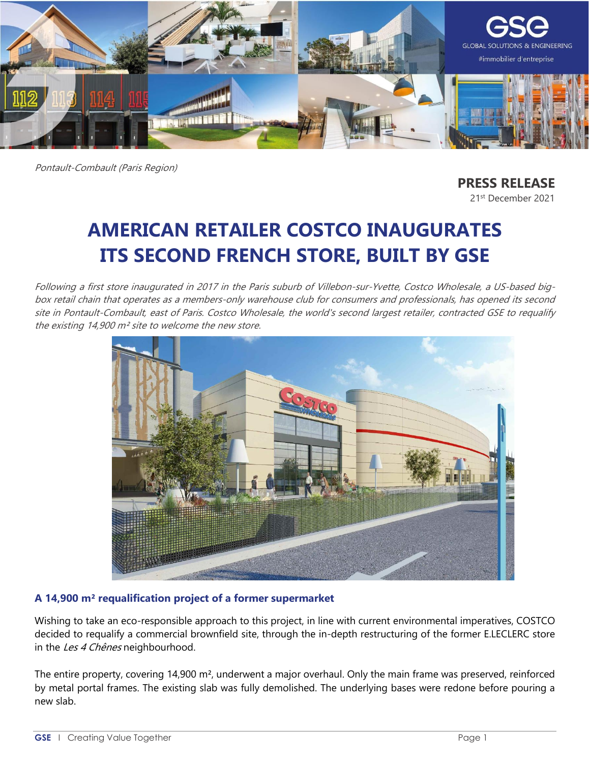Pontault-Combault (Paris Region)

**PRESS RELEASE**
21st December 2021

# AMERICAN RETAILER COSTCO INAUGURATES ITS SECOND FRENCH STORE, BUILT BY GSE

*Following a first store inaugurated in 2017 in the Paris suburb of Villebon-sur-Yvette, Costco Wholesale, a US-based big-box retail chain that operates as a members-only warehouse club for consumers and professionals, has opened its second site in Pontault-Combault, east of Paris. Costco Wholesale, the world's second largest retailer, contracted GSE to requalify the existing 14,900 m² site to welcome the new store.*

## A 14,900 m² requalification project of a former supermarket

Wishing to take an eco-responsible approach to this project, in line with current environmental imperatives, COSTCO decided to requalify a commercial brownfield site, through the in-depth restructuring of the former E.LECLERC store in the *Les 4 Chênes* neighbourhood.

The entire property, covering 14,900 m², underwent a major overhaul. Only the main frame was preserved, reinforced by metal portal frames. The existing slab was fully demolished. The underlying bases were redone before pouring a new slab.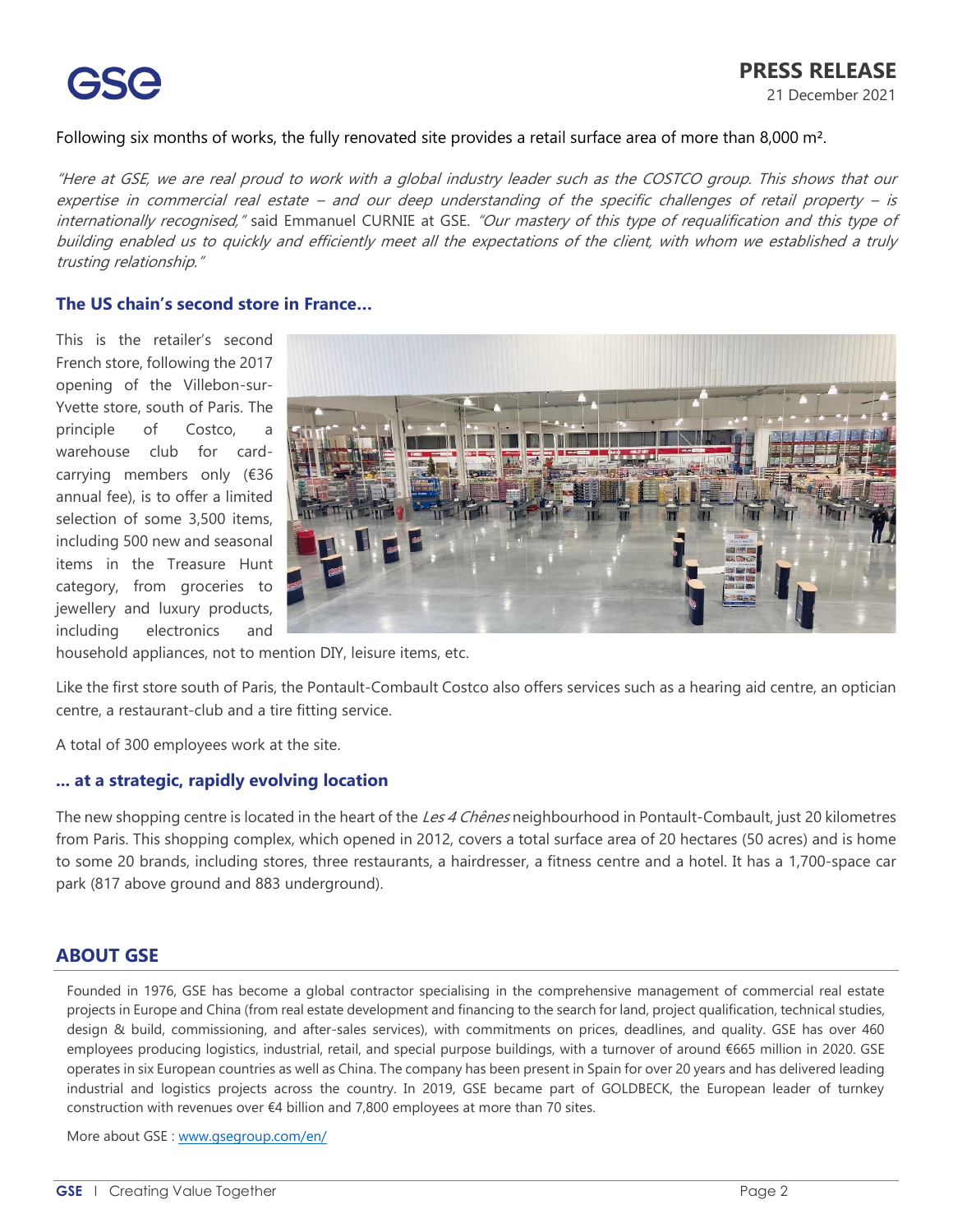Following six months of works, the fully renovated site provides a retail surface area of more than 8,000 m².

*"Here at GSE, we are real proud to work with a global industry leader such as the COSTCO group. This shows that our expertise in commercial real estate – and our deep understanding of the specific challenges of retail property – is internationally recognised,"* said Emmanuel CURNIE at GSE. *"Our mastery of this type of requalification and this type of building enabled us to quickly and efficiently meet all the expectations of the client, with whom we established a truly trusting relationship."*

### The US chain's second store in France…

This is the retailer's second French store, following the 2017 opening of the Villebon-sur-Yvette store, south of Paris. The principle of Costco, a warehouse club for card-carrying members only (€36 annual fee), is to offer a limited selection of some 3,500 items, including 500 new and seasonal items in the Treasure Hunt category, from groceries to jewellery and luxury products, including electronics and household appliances, not to mention DIY, leisure items, etc.

Like the first store south of Paris, the Pontault-Combault Costco also offers services such as a hearing aid centre, an optician centre, a restaurant-club and a tire fitting service.

A total of 300 employees work at the site.

### … at a strategic, rapidly evolving location

The new shopping centre is located in the heart of the *Les 4 Chênes* neighbourhood in Pontault-Combault, just 20 kilometres from Paris. This shopping complex, which opened in 2012, covers a total surface area of 20 hectares (50 acres) and is home to some 20 brands, including stores, three restaurants, a hairdresser, a fitness centre and a hotel. It has a 1,700-space car park (817 above ground and 883 underground).

## ABOUT GSE

Founded in 1976, GSE has become a global contractor specialising in the comprehensive management of commercial real estate projects in Europe and China (from real estate development and financing to the search for land, project qualification, technical studies, design & build, commissioning, and after-sales services), with commitments on prices, deadlines, and quality. GSE has over 460 employees producing logistics, industrial, retail, and special purpose buildings, with a turnover of around €665 million in 2020. GSE operates in six European countries as well as China. The company has been present in Spain for over 20 years and has delivered leading industrial and logistics projects across the country. In 2019, GSE became part of GOLDBECK, the European leader of turnkey construction with revenues over €4 billion and 7,800 employees at more than 70 sites.

More about GSE : [www.gsegroup.com/en/](www.gsegroup.com/en/)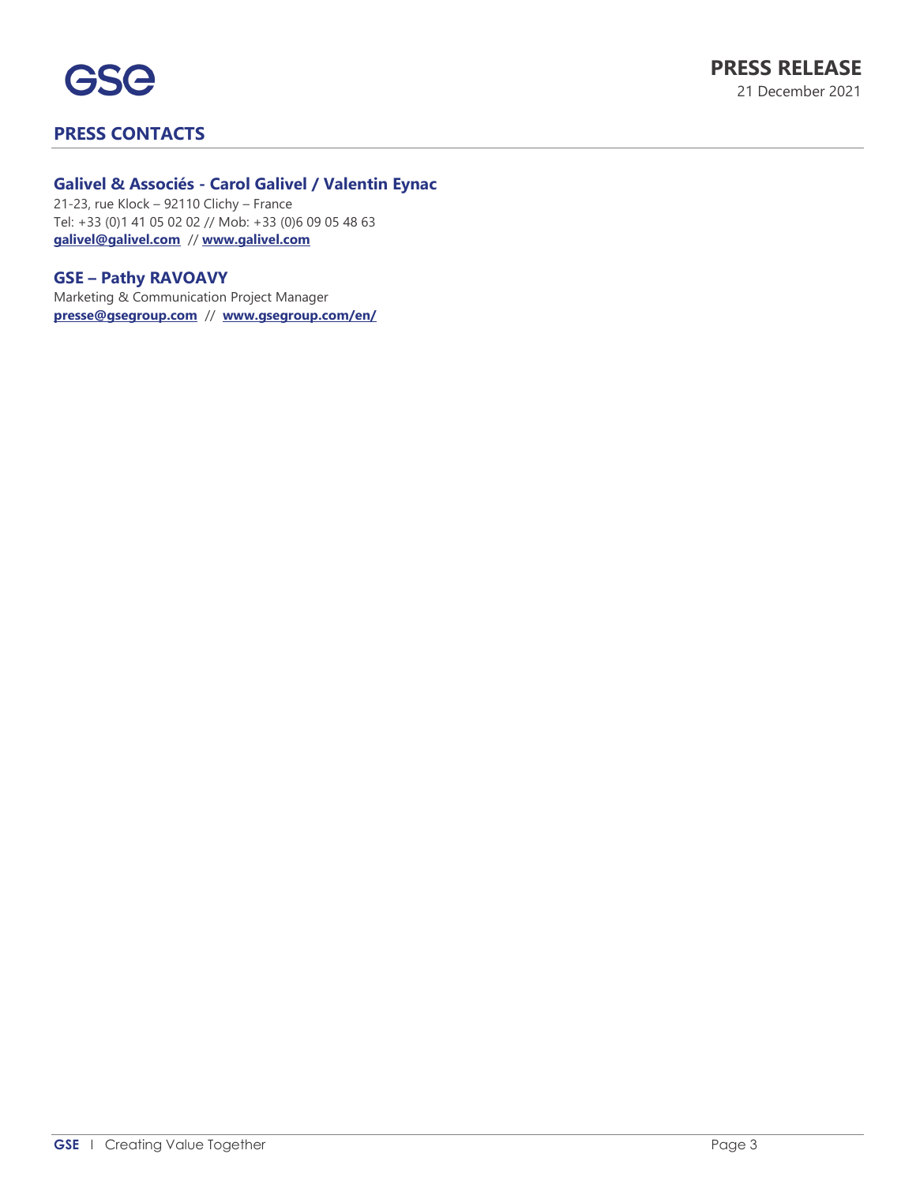## PRESS CONTACTS

### Galivel & Associés - Carol Galivel / Valentin Eynac

21-23, rue Klock – 92110 Clichy – France
Tel: +33 (0)1 41 05 02 02 // Mob: +33 (0)6 09 05 48 63
**galivel@galivel.com** // **www.galivel.com**

### GSE – Pathy RAVOAVY

Marketing & Communication Project Manager
**presse@gsegroup.com** // **www.gsegroup.com/en/**